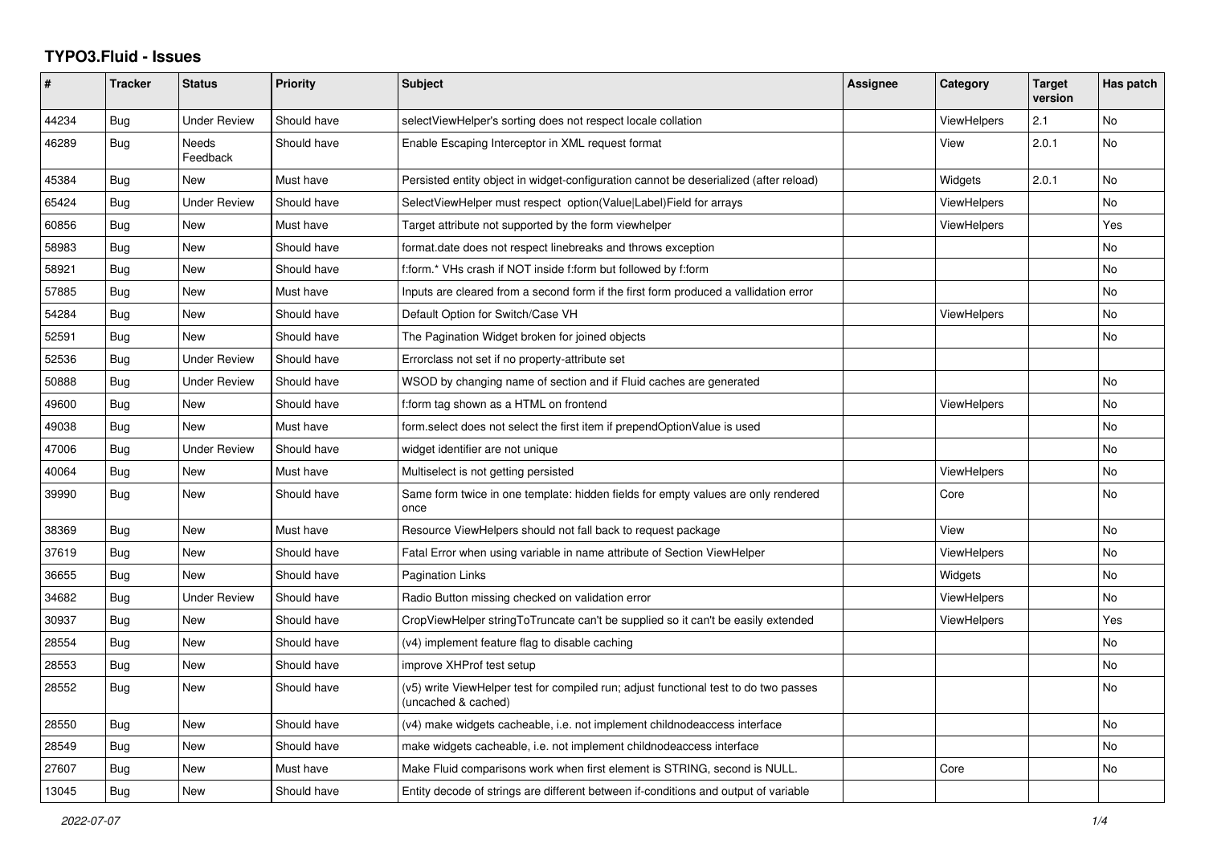# TYPO3.Fluid - Issues

| # | Tracker | Status | Priority | Subject | Assignee | Category | Target version | Has patch |
|---|---|---|---|---|---|---|---|---|
| 44234 | Bug | Under Review | Should have | selectViewHelper's sorting does not respect locale collation | | ViewHelpers | 2.1 | No |
| 46289 | Bug | Needs Feedback | Should have | Enable Escaping Interceptor in XML request format | | View | 2.0.1 | No |
| 45384 | Bug | New | Must have | Persisted entity object in widget-configuration cannot be deserialized (after reload) | | Widgets | 2.0.1 | No |
| 65424 | Bug | Under Review | Should have | SelectViewHelper must respect option(Value\|Label)Field for arrays | | ViewHelpers | | No |
| 60856 | Bug | New | Must have | Target attribute not supported by the form viewhelper | | ViewHelpers | | Yes |
| 58983 | Bug | New | Should have | format.date does not respect linebreaks and throws exception | | | | No |
| 58921 | Bug | New | Should have | f:form.* VHs crash if NOT inside f:form but followed by f:form | | | | No |
| 57885 | Bug | New | Must have | Inputs are cleared from a second form if the first form produced a vallidation error | | | | No |
| 54284 | Bug | New | Should have | Default Option for Switch/Case VH | | ViewHelpers | | No |
| 52591 | Bug | New | Should have | The Pagination Widget broken for joined objects | | | | No |
| 52536 | Bug | Under Review | Should have | Errorclass not set if no property-attribute set | | | | |
| 50888 | Bug | Under Review | Should have | WSOD by changing name of section and if Fluid caches are generated | | | | No |
| 49600 | Bug | New | Should have | f:form tag shown as a HTML on frontend | | ViewHelpers | | No |
| 49038 | Bug | New | Must have | form.select does not select the first item if prependOptionValue is used | | | | No |
| 47006 | Bug | Under Review | Should have | widget identifier are not unique | | | | No |
| 40064 | Bug | New | Must have | Multiselect is not getting persisted | | ViewHelpers | | No |
| 39990 | Bug | New | Should have | Same form twice in one template: hidden fields for empty values are only rendered once | | Core | | No |
| 38369 | Bug | New | Must have | Resource ViewHelpers should not fall back to request package | | View | | No |
| 37619 | Bug | New | Should have | Fatal Error when using variable in name attribute of Section ViewHelper | | ViewHelpers | | No |
| 36655 | Bug | New | Should have | Pagination Links | | Widgets | | No |
| 34682 | Bug | Under Review | Should have | Radio Button missing checked on validation error | | ViewHelpers | | No |
| 30937 | Bug | New | Should have | CropViewHelper stringToTruncate can't be supplied so it can't be easily extended | | ViewHelpers | | Yes |
| 28554 | Bug | New | Should have | (v4) implement feature flag to disable caching | | | | No |
| 28553 | Bug | New | Should have | improve XHProf test setup | | | | No |
| 28552 | Bug | New | Should have | (v5) write ViewHelper test for compiled run; adjust functional test to do two passes (uncached & cached) | | | | No |
| 28550 | Bug | New | Should have | (v4) make widgets cacheable, i.e. not implement childnodeaccess interface | | | | No |
| 28549 | Bug | New | Should have | make widgets cacheable, i.e. not implement childnodeaccess interface | | | | No |
| 27607 | Bug | New | Must have | Make Fluid comparisons work when first element is STRING, second is NULL. | | Core | | No |
| 13045 | Bug | New | Should have | Entity decode of strings are different between if-conditions and output of variable | | | | |

*2022-07-07*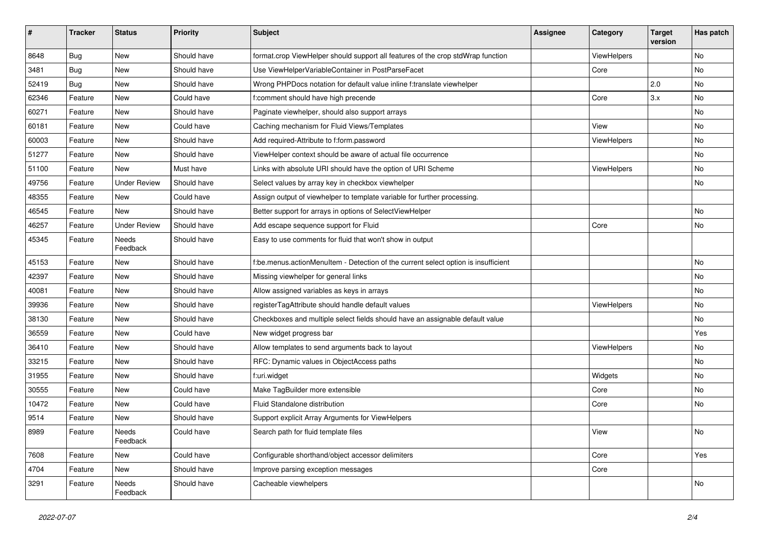| # | Tracker | Status | Priority | Subject | Assignee | Category | Target version | Has patch |
|---|---|---|---|---|---|---|---|---|
| 8648 | Bug | New | Should have | format.crop ViewHelper should support all features of the crop stdWrap function | | ViewHelpers | | No |
| 3481 | Bug | New | Should have | Use ViewHelperVariableContainer in PostParseFacet | | Core | | No |
| 52419 | Bug | New | Should have | Wrong PHPDocs notation for default value inline f:translate viewhelper | | | 2.0 | No |
| 62346 | Feature | New | Could have | f:comment should have high precende | | Core | 3.x | No |
| 60271 | Feature | New | Should have | Paginate viewhelper, should also support arrays | | | | No |
| 60181 | Feature | New | Could have | Caching mechanism for Fluid Views/Templates | | View | | No |
| 60003 | Feature | New | Should have | Add required-Attribute to f:form.password | | ViewHelpers | | No |
| 51277 | Feature | New | Should have | ViewHelper context should be aware of actual file occurrence | | | | No |
| 51100 | Feature | New | Must have | Links with absolute URI should have the option of URI Scheme | | ViewHelpers | | No |
| 49756 | Feature | Under Review | Should have | Select values by array key in checkbox viewhelper | | | | No |
| 48355 | Feature | New | Could have | Assign output of viewhelper to template variable for further processing. | | | | |
| 46545 | Feature | New | Should have | Better support for arrays in options of SelectViewHelper | | | | No |
| 46257 | Feature | Under Review | Should have | Add escape sequence support for Fluid | | Core | | No |
| 45345 | Feature | Needs Feedback | Should have | Easy to use comments for fluid that won't show in output | | | | |
| 45153 | Feature | New | Should have | f:be.menus.actionMenuItem - Detection of the current select option is insufficient | | | | No |
| 42397 | Feature | New | Should have | Missing viewhelper for general links | | | | No |
| 40081 | Feature | New | Should have | Allow assigned variables as keys in arrays | | | | No |
| 39936 | Feature | New | Should have | registerTagAttribute should handle default values | | ViewHelpers | | No |
| 38130 | Feature | New | Should have | Checkboxes and multiple select fields should have an assignable default value | | | | No |
| 36559 | Feature | New | Could have | New widget progress bar | | | | Yes |
| 36410 | Feature | New | Should have | Allow templates to send arguments back to layout | | ViewHelpers | | No |
| 33215 | Feature | New | Should have | RFC: Dynamic values in ObjectAccess paths | | | | No |
| 31955 | Feature | New | Should have | f:uri.widget | | Widgets | | No |
| 30555 | Feature | New | Could have | Make TagBuilder more extensible | | Core | | No |
| 10472 | Feature | New | Could have | Fluid Standalone distribution | | Core | | No |
| 9514 | Feature | New | Should have | Support explicit Array Arguments for ViewHelpers | | | | |
| 8989 | Feature | Needs Feedback | Could have | Search path for fluid template files | | View | | No |
| 7608 | Feature | New | Could have | Configurable shorthand/object accessor delimiters | | Core | | Yes |
| 4704 | Feature | New | Should have | Improve parsing exception messages | | Core | | |
| 3291 | Feature | Needs Feedback | Should have | Cacheable viewhelpers | | | | No |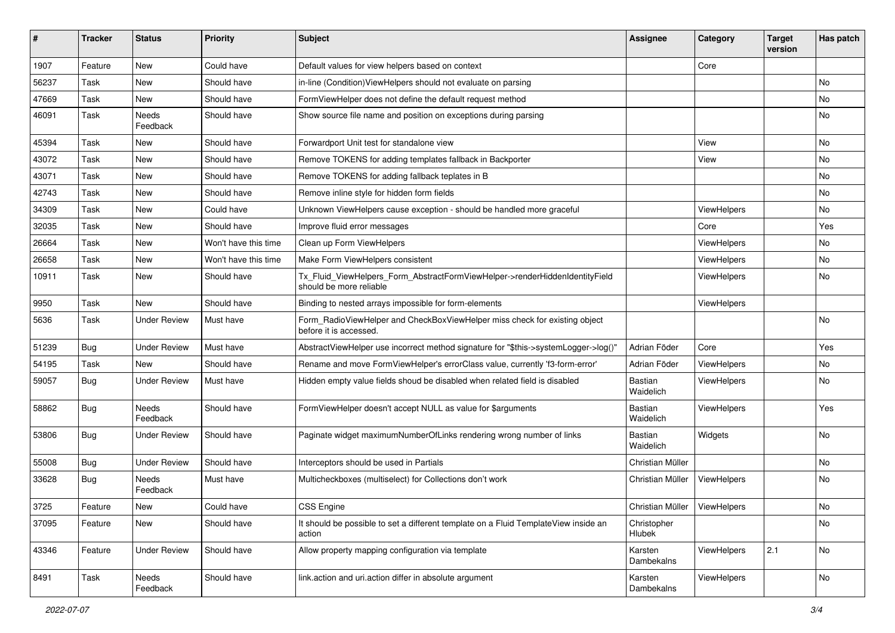| # | Tracker | Status | Priority | Subject | Assignee | Category | Target version | Has patch |
|---|---|---|---|---|---|---|---|---|
| 1907 | Feature | New | Could have | Default values for view helpers based on context | | Core | | |
| 56237 | Task | New | Should have | in-line (Condition)ViewHelpers should not evaluate on parsing | | | | No |
| 47669 | Task | New | Should have | FormViewHelper does not define the default request method | | | | No |
| 46091 | Task | Needs Feedback | Should have | Show source file name and position on exceptions during parsing | | | | No |
| 45394 | Task | New | Should have | Forwardport Unit test for standalone view | | View | | No |
| 43072 | Task | New | Should have | Remove TOKENS for adding templates fallback in Backporter | | View | | No |
| 43071 | Task | New | Should have | Remove TOKENS for adding fallback teplates in B | | | | No |
| 42743 | Task | New | Should have | Remove inline style for hidden form fields | | | | No |
| 34309 | Task | New | Could have | Unknown ViewHelpers cause exception - should be handled more graceful | | ViewHelpers | | No |
| 32035 | Task | New | Should have | Improve fluid error messages | | Core | | Yes |
| 26664 | Task | New | Won't have this time | Clean up Form ViewHelpers | | ViewHelpers | | No |
| 26658 | Task | New | Won't have this time | Make Form ViewHelpers consistent | | ViewHelpers | | No |
| 10911 | Task | New | Should have | Tx_Fluid_ViewHelpers_Form_AbstractFormViewHelper->renderHiddenIdentityField should be more reliable | | ViewHelpers | | No |
| 9950 | Task | New | Should have | Binding to nested arrays impossible for form-elements | | ViewHelpers | | |
| 5636 | Task | Under Review | Must have | Form_RadioViewHelper and CheckBoxViewHelper miss check for existing object before it is accessed. | | | | No |
| 51239 | Bug | Under Review | Must have | AbstractViewHelper use incorrect method signature for "$this->systemLogger->log()" | Adrian Föder | Core | | Yes |
| 54195 | Task | New | Should have | Rename and move FormViewHelper's errorClass value, currently 'f3-form-error' | Adrian Föder | ViewHelpers | | No |
| 59057 | Bug | Under Review | Must have | Hidden empty value fields shoud be disabled when related field is disabled | Bastian Waidelich | ViewHelpers | | No |
| 58862 | Bug | Needs Feedback | Should have | FormViewHelper doesn't accept NULL as value for $arguments | Bastian Waidelich | ViewHelpers | | Yes |
| 53806 | Bug | Under Review | Should have | Paginate widget maximumNumberOfLinks rendering wrong number of links | Bastian Waidelich | Widgets | | No |
| 55008 | Bug | Under Review | Should have | Interceptors should be used in Partials | Christian Müller | | | No |
| 33628 | Bug | Needs Feedback | Must have | Multicheckboxes (multiselect) for Collections don't work | Christian Müller | ViewHelpers | | No |
| 3725 | Feature | New | Could have | CSS Engine | Christian Müller | ViewHelpers | | No |
| 37095 | Feature | New | Should have | It should be possible to set a different template on a Fluid TemplateView inside an action | Christopher Hlubek | | | No |
| 43346 | Feature | Under Review | Should have | Allow property mapping configuration via template | Karsten Dambekalns | ViewHelpers | 2.1 | No |
| 8491 | Task | Needs Feedback | Should have | link.action and uri.action differ in absolute argument | Karsten Dambekalns | ViewHelpers | | No |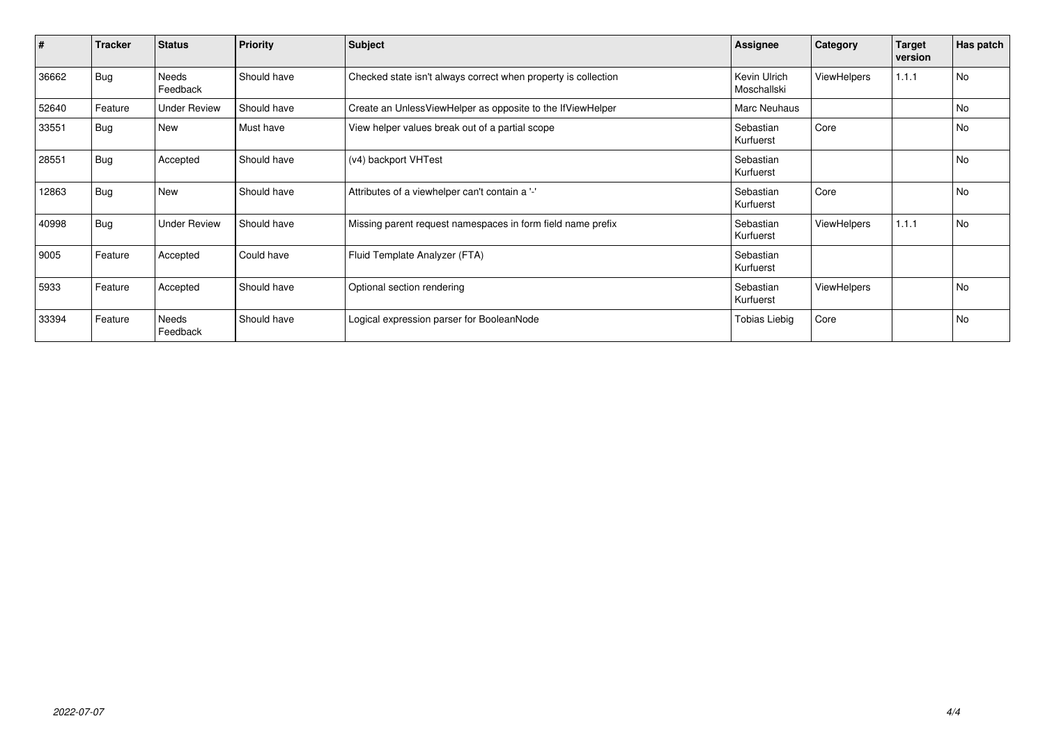| # | Tracker | Status | Priority | Subject | Assignee | Category | Target version | Has patch |
|---|---|---|---|---|---|---|---|---|
| 36662 | Bug | Needs Feedback | Should have | Checked state isn't always correct when property is collection | Kevin Ulrich Moschallski | ViewHelpers | 1.1.1 | No |
| 52640 | Feature | Under Review | Should have | Create an UnlessViewHelper as opposite to the IfViewHelper | Marc Neuhaus | | | No |
| 33551 | Bug | New | Must have | View helper values break out of a partial scope | Sebastian Kurfuerst | Core | | No |
| 28551 | Bug | Accepted | Should have | (v4) backport VHTest | Sebastian Kurfuerst | | | No |
| 12863 | Bug | New | Should have | Attributes of a viewhelper can't contain a '-' | Sebastian Kurfuerst | Core | | No |
| 40998 | Bug | Under Review | Should have | Missing parent request namespaces in form field name prefix | Sebastian Kurfuerst | ViewHelpers | 1.1.1 | No |
| 9005 | Feature | Accepted | Could have | Fluid Template Analyzer (FTA) | Sebastian Kurfuerst | | | |
| 5933 | Feature | Accepted | Should have | Optional section rendering | Sebastian Kurfuerst | ViewHelpers | | No |
| 33394 | Feature | Needs Feedback | Should have | Logical expression parser for BooleanNode | Tobias Liebig | Core | | No |

*2022-07-07*